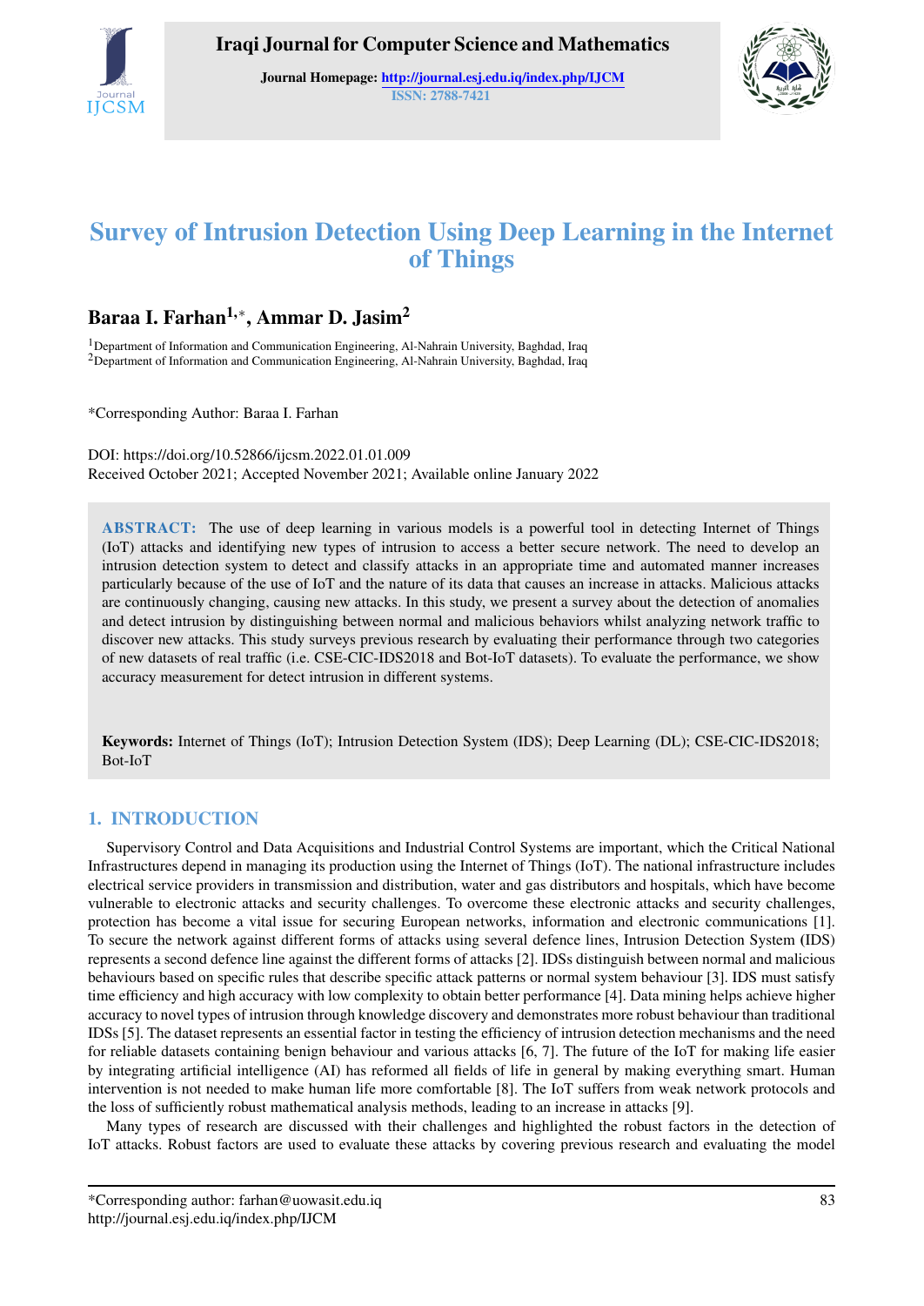Iraqi Journal for Computer Science and Mathematics

Journal Homepage: http://journal.esj.edu.iq/index.php/IJCM
ISSN: 2788-7421

# Survey of Intrusion Detection Using Deep Learning in the Internet of Things

**Baraa I. Farhan[1,*], Ammar D. Jasim[2]**

[1]Department of Information and Communication Engineering, Al-Nahrain University, Baghdad, Iraq
[2]Department of Information and Communication Engineering, Al-Nahrain University, Baghdad, Iraq

*Corresponding Author: Baraa I. Farhan

DOI: https://doi.org/10.52866/ijcsm.2022.01.01.009
Received October 2021; Accepted November 2021; Available online January 2022

**ABSTRACT:** The use of deep learning in various models is a powerful tool in detecting Internet of Things (IoT) attacks and identifying new types of intrusion to access a better secure network. The need to develop an intrusion detection system to detect and classify attacks in an appropriate time and automated manner increases particularly because of the use of IoT and the nature of its data that causes an increase in attacks. Malicious attacks are continuously changing, causing new attacks. In this study, we present a survey about the detection of anomalies and detect intrusion by distinguishing between normal and malicious behaviors whilst analyzing network traffic to discover new attacks. This study surveys previous research by evaluating their performance through two categories of new datasets of real traffic (i.e. CSE-CIC-IDS2018 and Bot-IoT datasets). To evaluate the performance, we show accuracy measurement for detect intrusion in different systems.

**Keywords:** Internet of Things (IoT); Intrusion Detection System (IDS); Deep Learning (DL); CSE-CIC-IDS2018; Bot-IoT

## 1. INTRODUCTION

Supervisory Control and Data Acquisitions and Industrial Control Systems are important, which the Critical National Infrastructures depend in managing its production using the Internet of Things (IoT). The national infrastructure includes electrical service providers in transmission and distribution, water and gas distributors and hospitals, which have become vulnerable to electronic attacks and security challenges. To overcome these electronic attacks and security challenges, protection has become a vital issue for securing European networks, information and electronic communications [1]. To secure the network against different forms of attacks using several defence lines, Intrusion Detection System (IDS) represents a second defence line against the different forms of attacks [2]. IDSs distinguish between normal and malicious behaviours based on specific rules that describe specific attack patterns or normal system behaviour [3]. IDS must satisfy time efficiency and high accuracy with low complexity to obtain better performance [4]. Data mining helps achieve higher accuracy to novel types of intrusion through knowledge discovery and demonstrates more robust behaviour than traditional IDSs [5]. The dataset represents an essential factor in testing the efficiency of intrusion detection mechanisms and the need for reliable datasets containing benign behaviour and various attacks [6, 7]. The future of the IoT for making life easier by integrating artificial intelligence (AI) has reformed all fields of life in general by making everything smart. Human intervention is not needed to make human life more comfortable [8]. The IoT suffers from weak network protocols and the loss of sufficiently robust mathematical analysis methods, leading to an increase in attacks [9].

Many types of research are discussed with their challenges and highlighted the robust factors in the detection of IoT attacks. Robust factors are used to evaluate these attacks by covering previous research and evaluating the model

*Corresponding author: farhan@uowasit.edu.iq
http://journal.esj.edu.iq/index.php/IJCM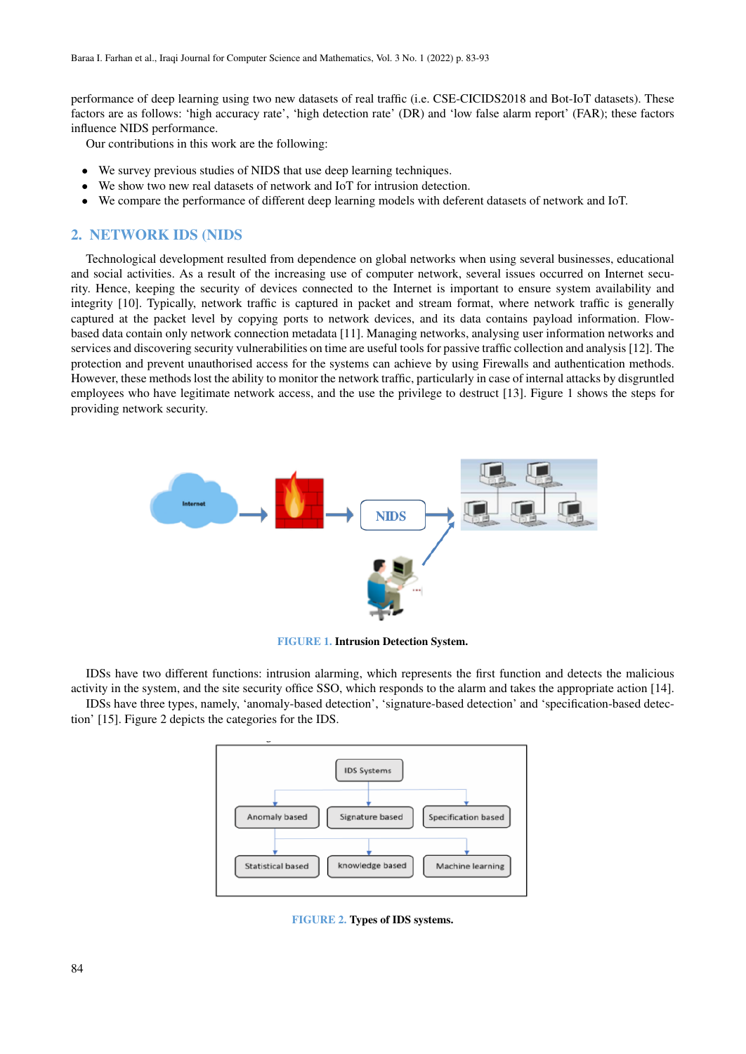performance of deep learning using two new datasets of real traffic (i.e. CSE-CICIDS2018 and Bot-IoT datasets). These factors are as follows: 'high accuracy rate', 'high detection rate' (DR) and 'low false alarm report' (FAR); these factors influence NIDS performance.

Our contributions in this work are the following:

- We survey previous studies of NIDS that use deep learning techniques.
- We show two new real datasets of network and IoT for intrusion detection.
- We compare the performance of different deep learning models with deferent datasets of network and IoT.

## 2. NETWORK IDS (NIDS

Technological development resulted from dependence on global networks when using several businesses, educational and social activities. As a result of the increasing use of computer network, several issues occurred on Internet security. Hence, keeping the security of devices connected to the Internet is important to ensure system availability and integrity [10]. Typically, network traffic is captured in packet and stream format, where network traffic is generally captured at the packet level by copying ports to network devices, and its data contains payload information. Flow-based data contain only network connection metadata [11]. Managing networks, analysing user information networks and services and discovering security vulnerabilities on time are useful tools for passive traffic collection and analysis [12]. The protection and prevent unauthorised access for the systems can achieve by using Firewalls and authentication methods. However, these methods lost the ability to monitor the network traffic, particularly in case of internal attacks by disgruntled employees who have legitimate network access, and the use the privilege to destruct [13]. Figure 1 shows the steps for providing network security.

FIGURE 1. Intrusion Detection System.

IDSs have two different functions: intrusion alarming, which represents the first function and detects the malicious activity in the system, and the site security office SSO, which responds to the alarm and takes the appropriate action [14].

IDSs have three types, namely, 'anomaly-based detection', 'signature-based detection' and 'specification-based detection' [15]. Figure 2 depicts the categories for the IDS.

FIGURE 2. Types of IDS systems.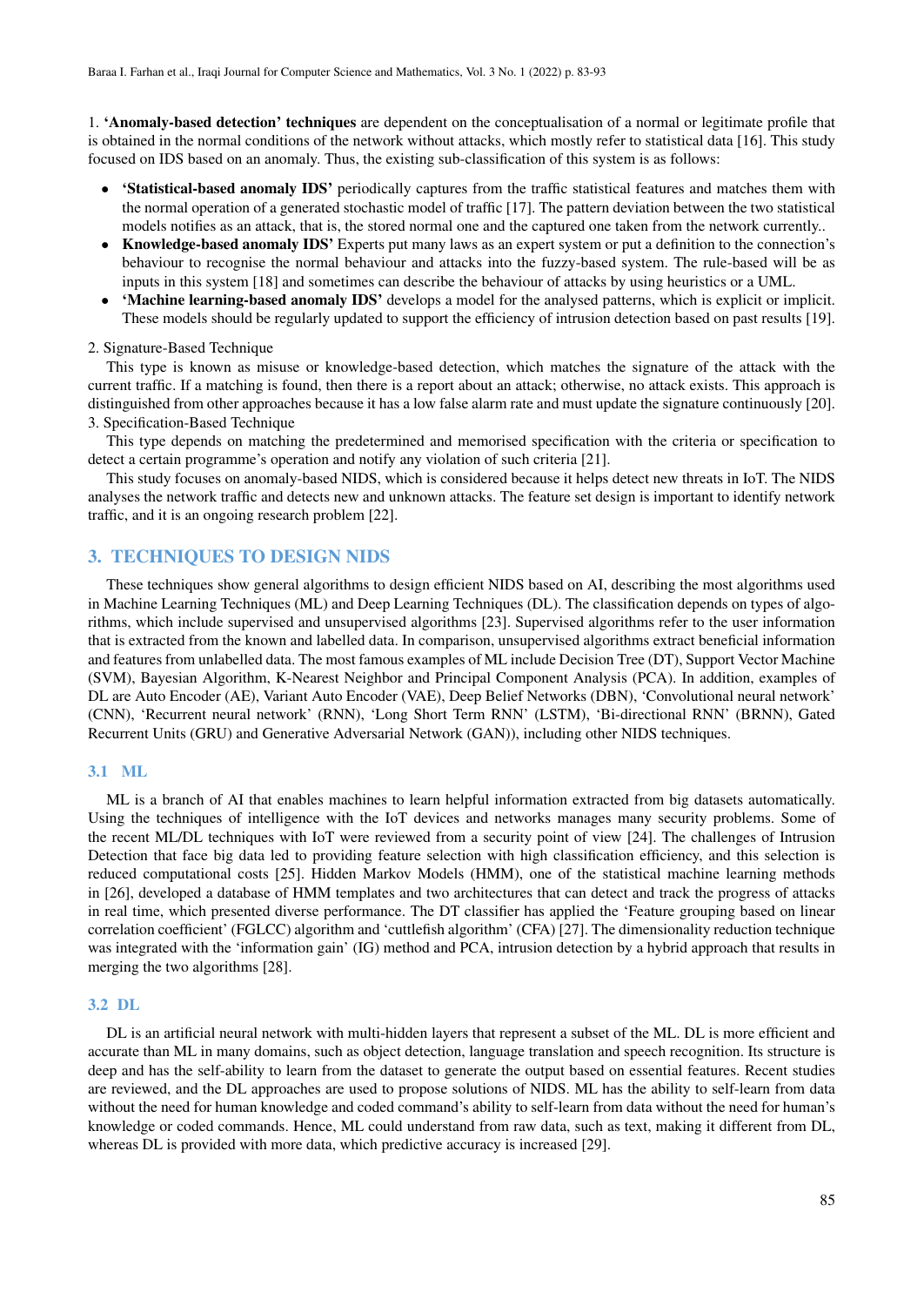1. **'Anomaly-based detection' techniques** are dependent on the conceptualisation of a normal or legitimate profile that is obtained in the normal conditions of the network without attacks, which mostly refer to statistical data [16]. This study focused on IDS based on an anomaly. Thus, the existing sub-classification of this system is as follows:

- **'Statistical-based anomaly IDS'** periodically captures from the traffic statistical features and matches them with the normal operation of a generated stochastic model of traffic [17]. The pattern deviation between the two statistical models notifies as an attack, that is, the stored normal one and the captured one taken from the network currently..
- **Knowledge-based anomaly IDS'** Experts put many laws as an expert system or put a definition to the connection's behaviour to recognise the normal behaviour and attacks into the fuzzy-based system. The rule-based will be as inputs in this system [18] and sometimes can describe the behaviour of attacks by using heuristics or a UML.
- **'Machine learning-based anomaly IDS'** develops a model for the analysed patterns, which is explicit or implicit. These models should be regularly updated to support the efficiency of intrusion detection based on past results [19].

2. Signature-Based Technique

This type is known as misuse or knowledge-based detection, which matches the signature of the attack with the current traffic. If a matching is found, then there is a report about an attack; otherwise, no attack exists. This approach is distinguished from other approaches because it has a low false alarm rate and must update the signature continuously [20].

3. Specification-Based Technique

This type depends on matching the predetermined and memorised specification with the criteria or specification to detect a certain programme's operation and notify any violation of such criteria [21].

This study focuses on anomaly-based NIDS, which is considered because it helps detect new threats in IoT. The NIDS analyses the network traffic and detects new and unknown attacks. The feature set design is important to identify network traffic, and it is an ongoing research problem [22].

## 3. TECHNIQUES TO DESIGN NIDS

These techniques show general algorithms to design efficient NIDS based on AI, describing the most algorithms used in Machine Learning Techniques (ML) and Deep Learning Techniques (DL). The classification depends on types of algorithms, which include supervised and unsupervised algorithms [23]. Supervised algorithms refer to the user information that is extracted from the known and labelled data. In comparison, unsupervised algorithms extract beneficial information and features from unlabelled data. The most famous examples of ML include Decision Tree (DT), Support Vector Machine (SVM), Bayesian Algorithm, K-Nearest Neighbor and Principal Component Analysis (PCA). In addition, examples of DL are Auto Encoder (AE), Variant Auto Encoder (VAE), Deep Belief Networks (DBN), 'Convolutional neural network' (CNN), 'Recurrent neural network' (RNN), 'Long Short Term RNN' (LSTM), 'Bi-directional RNN' (BRNN), Gated Recurrent Units (GRU) and Generative Adversarial Network (GAN)), including other NIDS techniques.

### 3.1 ML

ML is a branch of AI that enables machines to learn helpful information extracted from big datasets automatically. Using the techniques of intelligence with the IoT devices and networks manages many security problems. Some of the recent ML/DL techniques with IoT were reviewed from a security point of view [24]. The challenges of Intrusion Detection that face big data led to providing feature selection with high classification efficiency, and this selection is reduced computational costs [25]. Hidden Markov Models (HMM), one of the statistical machine learning methods in [26], developed a database of HMM templates and two architectures that can detect and track the progress of attacks in real time, which presented diverse performance. The DT classifier has applied the 'Feature grouping based on linear correlation coefficient' (FGLCC) algorithm and 'cuttlefish algorithm' (CFA) [27]. The dimensionality reduction technique was integrated with the 'information gain' (IG) method and PCA, intrusion detection by a hybrid approach that results in merging the two algorithms [28].

### 3.2 DL

DL is an artificial neural network with multi-hidden layers that represent a subset of the ML. DL is more efficient and accurate than ML in many domains, such as object detection, language translation and speech recognition. Its structure is deep and has the self-ability to learn from the dataset to generate the output based on essential features. Recent studies are reviewed, and the DL approaches are used to propose solutions of NIDS. ML has the ability to self-learn from data without the need for human knowledge and coded command's ability to self-learn from data without the need for human's knowledge or coded commands. Hence, ML could understand from raw data, such as text, making it different from DL, whereas DL is provided with more data, which predictive accuracy is increased [29].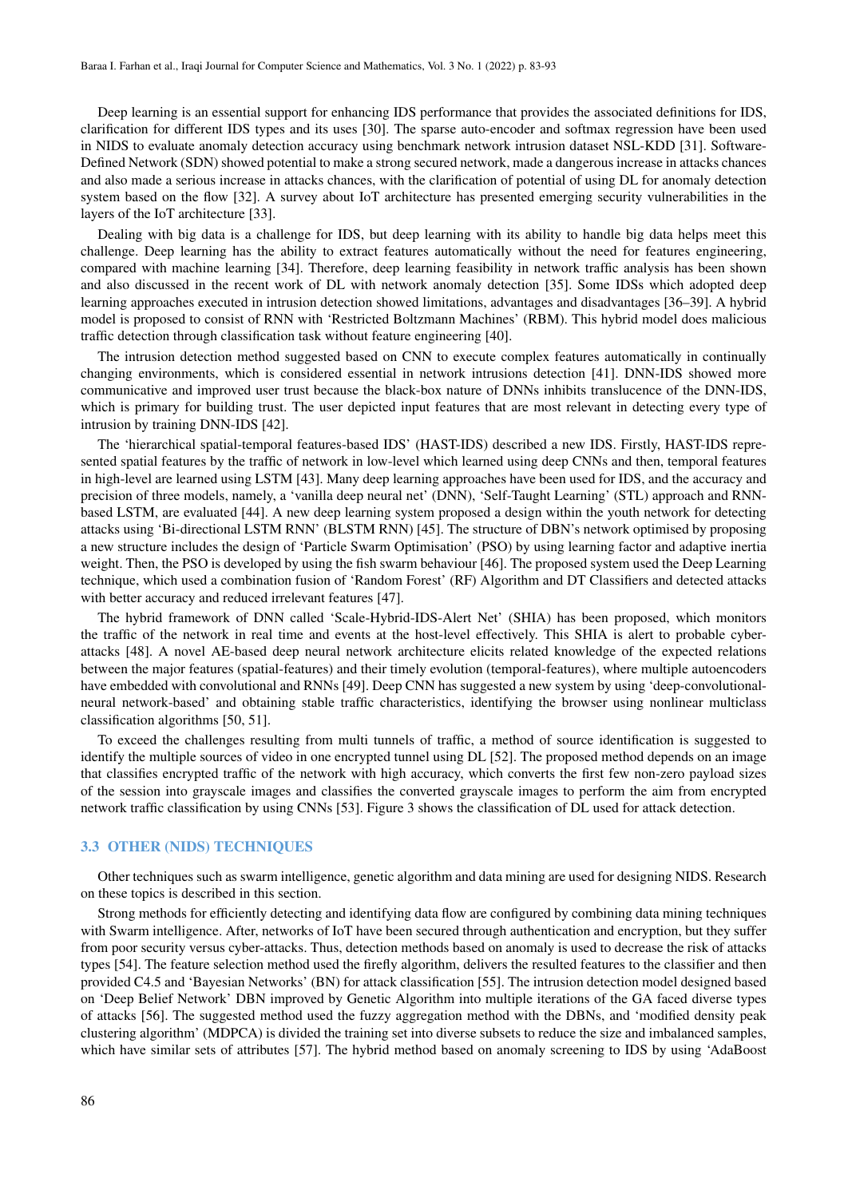Deep learning is an essential support for enhancing IDS performance that provides the associated definitions for IDS, clarification for different IDS types and its uses [30]. The sparse auto-encoder and softmax regression have been used in NIDS to evaluate anomaly detection accuracy using benchmark network intrusion dataset NSL-KDD [31]. Software-Defined Network (SDN) showed potential to make a strong secured network, made a dangerous increase in attacks chances and also made a serious increase in attacks chances, with the clarification of potential of using DL for anomaly detection system based on the flow [32]. A survey about IoT architecture has presented emerging security vulnerabilities in the layers of the IoT architecture [33].

Dealing with big data is a challenge for IDS, but deep learning with its ability to handle big data helps meet this challenge. Deep learning has the ability to extract features automatically without the need for features engineering, compared with machine learning [34]. Therefore, deep learning feasibility in network traffic analysis has been shown and also discussed in the recent work of DL with network anomaly detection [35]. Some IDSs which adopted deep learning approaches executed in intrusion detection showed limitations, advantages and disadvantages [36–39]. A hybrid model is proposed to consist of RNN with 'Restricted Boltzmann Machines' (RBM). This hybrid model does malicious traffic detection through classification task without feature engineering [40].

The intrusion detection method suggested based on CNN to execute complex features automatically in continually changing environments, which is considered essential in network intrusions detection [41]. DNN-IDS showed more communicative and improved user trust because the black-box nature of DNNs inhibits translucence of the DNN-IDS, which is primary for building trust. The user depicted input features that are most relevant in detecting every type of intrusion by training DNN-IDS [42].

The 'hierarchical spatial-temporal features-based IDS' (HAST-IDS) described a new IDS. Firstly, HAST-IDS represented spatial features by the traffic of network in low-level which learned using deep CNNs and then, temporal features in high-level are learned using LSTM [43]. Many deep learning approaches have been used for IDS, and the accuracy and precision of three models, namely, a 'vanilla deep neural net' (DNN), 'Self-Taught Learning' (STL) approach and RNN-based LSTM, are evaluated [44]. A new deep learning system proposed a design within the youth network for detecting attacks using 'Bi-directional LSTM RNN' (BLSTM RNN) [45]. The structure of DBN's network optimised by proposing a new structure includes the design of 'Particle Swarm Optimisation' (PSO) by using learning factor and adaptive inertia weight. Then, the PSO is developed by using the fish swarm behaviour [46]. The proposed system used the Deep Learning technique, which used a combination fusion of 'Random Forest' (RF) Algorithm and DT Classifiers and detected attacks with better accuracy and reduced irrelevant features [47].

The hybrid framework of DNN called 'Scale-Hybrid-IDS-Alert Net' (SHIA) has been proposed, which monitors the traffic of the network in real time and events at the host-level effectively. This SHIA is alert to probable cyber-attacks [48]. A novel AE-based deep neural network architecture elicits related knowledge of the expected relations between the major features (spatial-features) and their timely evolution (temporal-features), where multiple autoencoders have embedded with convolutional and RNNs [49]. Deep CNN has suggested a new system by using 'deep-convolutional-neural network-based' and obtaining stable traffic characteristics, identifying the browser using nonlinear multiclass classification algorithms [50, 51].

To exceed the challenges resulting from multi tunnels of traffic, a method of source identification is suggested to identify the multiple sources of video in one encrypted tunnel using DL [52]. The proposed method depends on an image that classifies encrypted traffic of the network with high accuracy, which converts the first few non-zero payload sizes of the session into grayscale images and classifies the converted grayscale images to perform the aim from encrypted network traffic classification by using CNNs [53]. Figure 3 shows the classification of DL used for attack detection.

### 3.3 OTHER (NIDS) TECHNIQUES

Other techniques such as swarm intelligence, genetic algorithm and data mining are used for designing NIDS. Research on these topics is described in this section.

Strong methods for efficiently detecting and identifying data flow are configured by combining data mining techniques with Swarm intelligence. After, networks of IoT have been secured through authentication and encryption, but they suffer from poor security versus cyber-attacks. Thus, detection methods based on anomaly is used to decrease the risk of attacks types [54]. The feature selection method used the firefly algorithm, delivers the resulted features to the classifier and then provided C4.5 and 'Bayesian Networks' (BN) for attack classification [55]. The intrusion detection model designed based on 'Deep Belief Network' DBN improved by Genetic Algorithm into multiple iterations of the GA faced diverse types of attacks [56]. The suggested method used the fuzzy aggregation method with the DBNs, and 'modified density peak clustering algorithm' (MDPCA) is divided the training set into diverse subsets to reduce the size and imbalanced samples, which have similar sets of attributes [57]. The hybrid method based on anomaly screening to IDS by using 'AdaBoost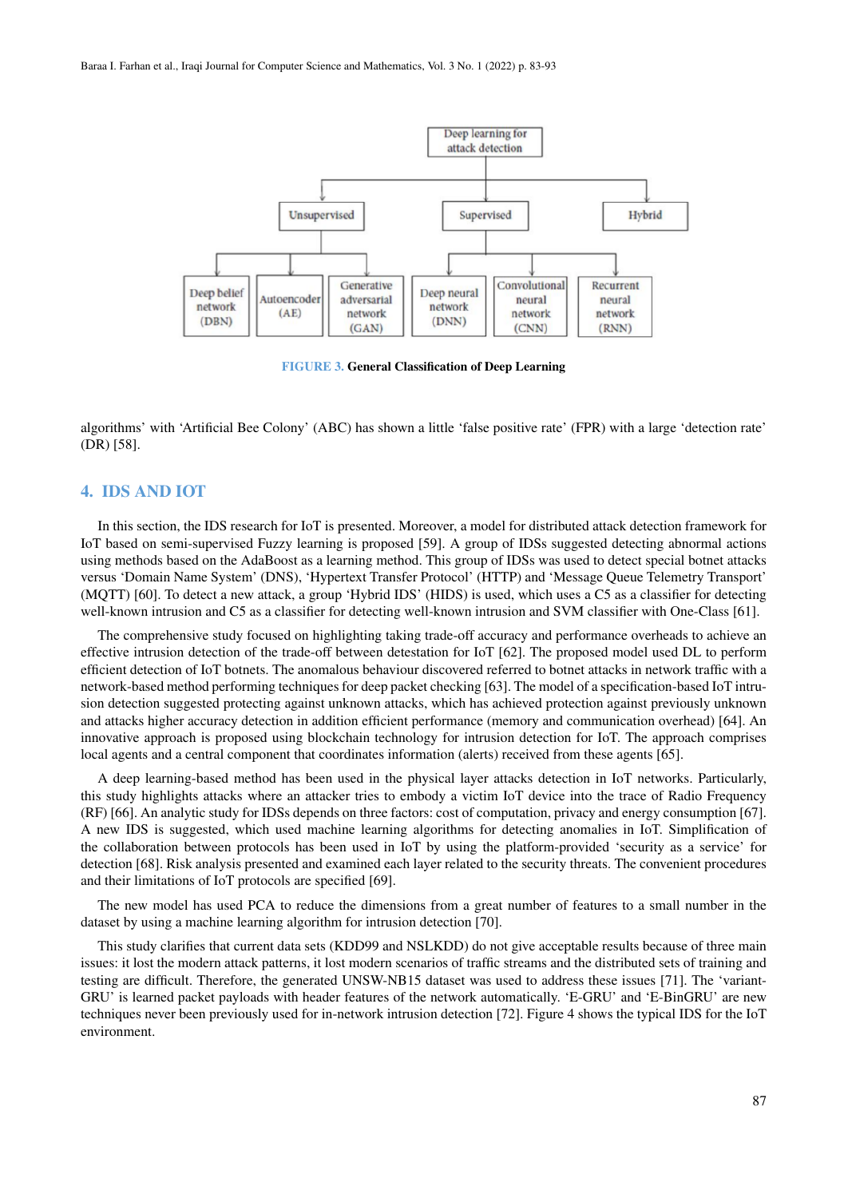FIGURE 3. **General Classification of Deep Learning**

algorithms' with 'Artificial Bee Colony' (ABC) has shown a little 'false positive rate' (FPR) with a large 'detection rate' (DR) [58].

## 4. IDS AND IOT

In this section, the IDS research for IoT is presented. Moreover, a model for distributed attack detection framework for IoT based on semi-supervised Fuzzy learning is proposed [59]. A group of IDSs suggested detecting abnormal actions using methods based on the AdaBoost as a learning method. This group of IDSs was used to detect special botnet attacks versus 'Domain Name System' (DNS), 'Hypertext Transfer Protocol' (HTTP) and 'Message Queue Telemetry Transport' (MQTT) [60]. To detect a new attack, a group 'Hybrid IDS' (HIDS) is used, which uses a C5 as a classifier for detecting well-known intrusion and C5 as a classifier for detecting well-known intrusion and SVM classifier with One-Class [61].

The comprehensive study focused on highlighting taking trade-off accuracy and performance overheads to achieve an effective intrusion detection of the trade-off between detestation for IoT [62]. The proposed model used DL to perform efficient detection of IoT botnets. The anomalous behaviour discovered referred to botnet attacks in network traffic with a network-based method performing techniques for deep packet checking [63]. The model of a specification-based IoT intrusion detection suggested protecting against unknown attacks, which has achieved protection against previously unknown and attacks higher accuracy detection in addition efficient performance (memory and communication overhead) [64]. An innovative approach is proposed using blockchain technology for intrusion detection for IoT. The approach comprises local agents and a central component that coordinates information (alerts) received from these agents [65].

A deep learning-based method has been used in the physical layer attacks detection in IoT networks. Particularly, this study highlights attacks where an attacker tries to embody a victim IoT device into the trace of Radio Frequency (RF) [66]. An analytic study for IDSs depends on three factors: cost of computation, privacy and energy consumption [67]. A new IDS is suggested, which used machine learning algorithms for detecting anomalies in IoT. Simplification of the collaboration between protocols has been used in IoT by using the platform-provided 'security as a service' for detection [68]. Risk analysis presented and examined each layer related to the security threats. The convenient procedures and their limitations of IoT protocols are specified [69].

The new model has used PCA to reduce the dimensions from a great number of features to a small number in the dataset by using a machine learning algorithm for intrusion detection [70].

This study clarifies that current data sets (KDD99 and NSLKDD) do not give acceptable results because of three main issues: it lost the modern attack patterns, it lost modern scenarios of traffic streams and the distributed sets of training and testing are difficult. Therefore, the generated UNSW-NB15 dataset was used to address these issues [71]. The 'variant-GRU' is learned packet payloads with header features of the network automatically. 'E-GRU' and 'E-BinGRU' are new techniques never been previously used for in-network intrusion detection [72]. Figure 4 shows the typical IDS for the IoT environment.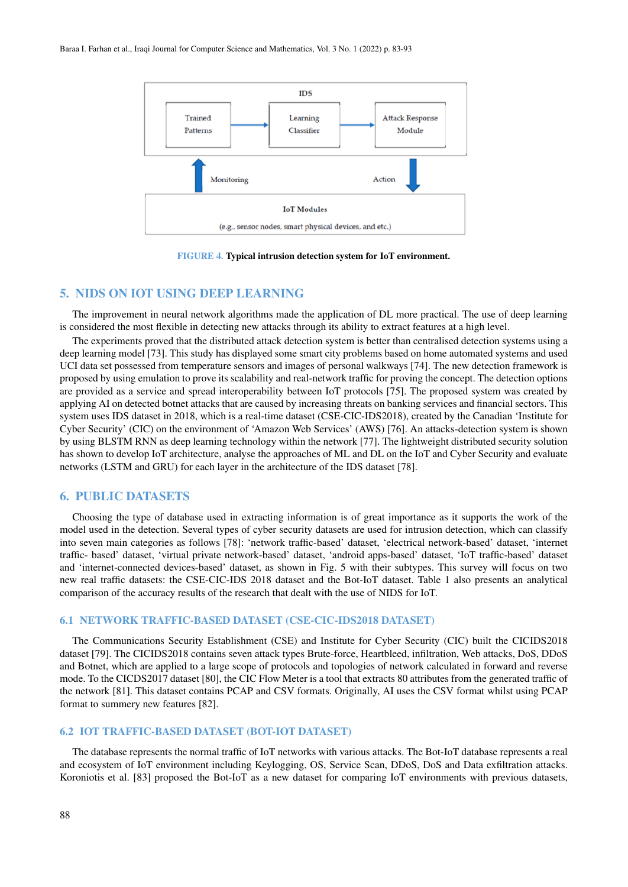FIGURE 4. **Typical intrusion detection system for IoT environment.**

## 5. NIDS ON IOT USING DEEP LEARNING

The improvement in neural network algorithms made the application of DL more practical. The use of deep learning is considered the most flexible in detecting new attacks through its ability to extract features at a high level.

The experiments proved that the distributed attack detection system is better than centralised detection systems using a deep learning model [73]. This study has displayed some smart city problems based on home automated systems and used UCI data set possessed from temperature sensors and images of personal walkways [74]. The new detection framework is proposed by using emulation to prove its scalability and real-network traffic for proving the concept. The detection options are provided as a service and spread interoperability between IoT protocols [75]. The proposed system was created by applying AI on detected botnet attacks that are caused by increasing threats on banking services and financial sectors. This system uses IDS dataset in 2018, which is a real-time dataset (CSE-CIC-IDS2018), created by the Canadian 'Institute for Cyber Security' (CIC) on the environment of 'Amazon Web Services' (AWS) [76]. An attacks-detection system is shown by using BLSTM RNN as deep learning technology within the network [77]. The lightweight distributed security solution has shown to develop IoT architecture, analyse the approaches of ML and DL on the IoT and Cyber Security and evaluate networks (LSTM and GRU) for each layer in the architecture of the IDS dataset [78].

## 6. PUBLIC DATASETS

Choosing the type of database used in extracting information is of great importance as it supports the work of the model used in the detection. Several types of cyber security datasets are used for intrusion detection, which can classify into seven main categories as follows [78]: 'network traffic-based' dataset, 'electrical network-based' dataset, 'internet traffic- based' dataset, 'virtual private network-based' dataset, 'android apps-based' dataset, 'IoT traffic-based' dataset and 'internet-connected devices-based' dataset, as shown in Fig. 5 with their subtypes. This survey will focus on two new real traffic datasets: the CSE-CIC-IDS 2018 dataset and the Bot-IoT dataset. Table 1 also presents an analytical comparison of the accuracy results of the research that dealt with the use of NIDS for IoT.

### 6.1 NETWORK TRAFFIC-BASED DATASET (CSE-CIC-IDS2018 DATASET)

The Communications Security Establishment (CSE) and Institute for Cyber Security (CIC) built the CICIDS2018 dataset [79]. The CICIDS2018 contains seven attack types Brute-force, Heartbleed, infiltration, Web attacks, DoS, DDoS and Botnet, which are applied to a large scope of protocols and topologies of network calculated in forward and reverse mode. To the CICDS2017 dataset [80], the CIC Flow Meter is a tool that extracts 80 attributes from the generated traffic of the network [81]. This dataset contains PCAP and CSV formats. Originally, AI uses the CSV format whilst using PCAP format to summery new features [82].

### 6.2 IOT TRAFFIC-BASED DATASET (BOT-IOT DATASET)

The database represents the normal traffic of IoT networks with various attacks. The Bot-IoT database represents a real and ecosystem of IoT environment including Keylogging, OS, Service Scan, DDoS, DoS and Data exfiltration attacks. Koroniotis et al. [83] proposed the Bot-IoT as a new dataset for comparing IoT environments with previous datasets,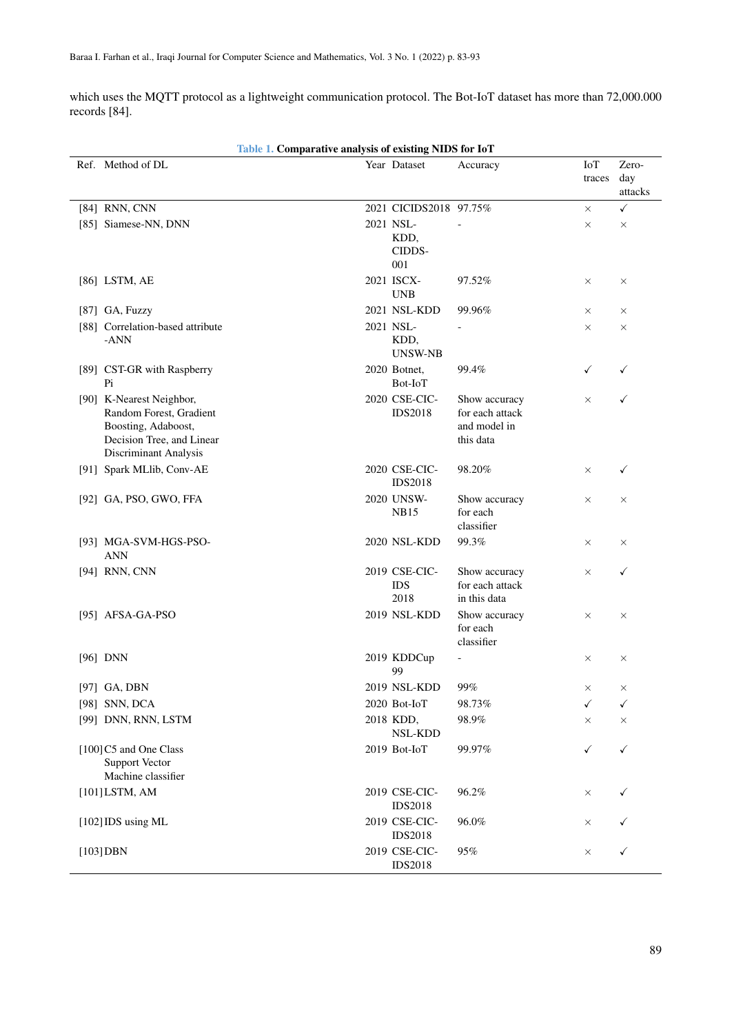which uses the MQTT protocol as a lightweight communication protocol. The Bot-IoT dataset has more than 72,000.000 records [84].

**Table 1. Comparative analysis of existing NIDS for IoT**

| Ref. | Method of DL | Year | Dataset | Accuracy | IoT traces | Zero-day attacks |
|---|---|---|---|---|---|---|
| [84] | RNN, CNN | 2021 | CICIDS2018 | 97.75% | × | ✓ |
| [85] | Siamese-NN, DNN | 2021 | NSL-KDD, CIDDS-001 | - | × | × |
| [86] | LSTM, AE | 2021 | ISCX-UNB | 97.52% | × | × |
| [87] | GA, Fuzzy | 2021 | NSL-KDD | 99.96% | × | × |
| [88] | Correlation-based attribute -ANN | 2021 | NSL-KDD, UNSW-NB | - | × | × |
| [89] | CST-GR with Raspberry Pi | 2020 | Botnet, Bot-IoT | 99.4% | ✓ | ✓ |
| [90] | K-Nearest Neighbor, Random Forest, Gradient Boosting, Adaboost, Decision Tree, and Linear Discriminant Analysis | 2020 | CSE-CIC-IDS2018 | Show accuracy for each attack and model in this data | × | ✓ |
| [91] | Spark MLlib, Conv-AE | 2020 | CSE-CIC-IDS2018 | 98.20% | × | ✓ |
| [92] | GA, PSO, GWO, FFA | 2020 | UNSW-NB15 | Show accuracy for each classifier | × | × |
| [93] | MGA-SVM-HGS-PSO-ANN | 2020 | NSL-KDD | 99.3% | × | × |
| [94] | RNN, CNN | 2019 | CSE-CIC-IDS 2018 | Show accuracy for each attack in this data | × | ✓ |
| [95] | AFSA-GA-PSO | 2019 | NSL-KDD | Show accuracy for each classifier | × | × |
| [96] | DNN | 2019 | KDDCup 99 | - | × | × |
| [97] | GA, DBN | 2019 | NSL-KDD | 99% | × | × |
| [98] | SNN, DCA | 2020 | Bot-IoT | 98.73% | ✓ | ✓ |
| [99] | DNN, RNN, LSTM | 2018 | KDD, NSL-KDD | 98.9% | × | × |
| [100] | C5 and One Class Support Vector Machine classifier | 2019 | Bot-IoT | 99.97% | ✓ | ✓ |
| [101] | LSTM, AM | 2019 | CSE-CIC-IDS2018 | 96.2% | × | ✓ |
| [102] | IDS using ML | 2019 | CSE-CIC-IDS2018 | 96.0% | × | ✓ |
| [103] | DBN | 2019 | CSE-CIC-IDS2018 | 95% | × | ✓ |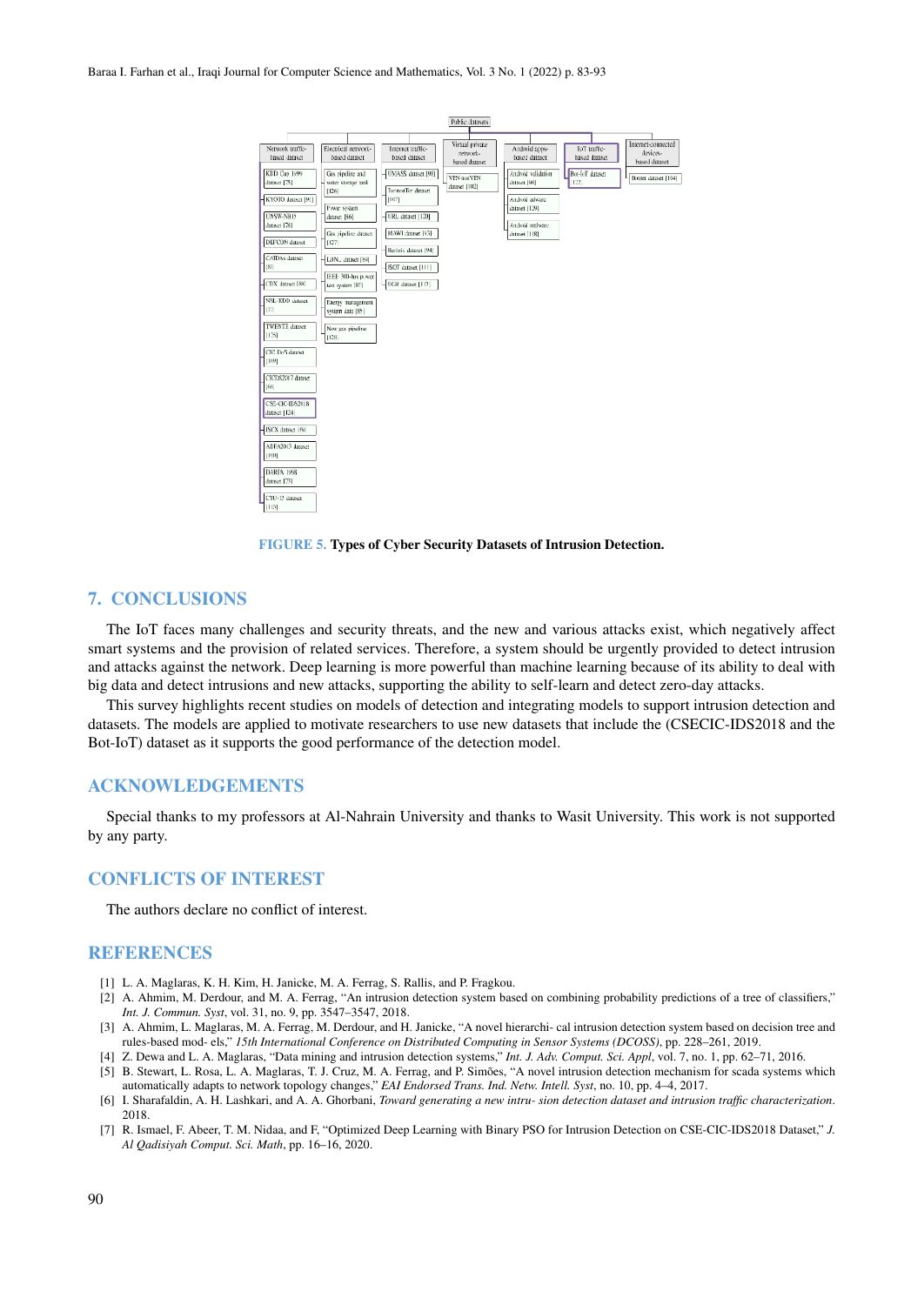FIGURE 5. **Types of Cyber Security Datasets of Intrusion Detection.**

## 7. CONCLUSIONS

The IoT faces many challenges and security threats, and the new and various attacks exist, which negatively affect smart systems and the provision of related services. Therefore, a system should be urgently provided to detect intrusion and attacks against the network. Deep learning is more powerful than machine learning because of its ability to deal with big data and detect intrusions and new attacks, supporting the ability to self-learn and detect zero-day attacks.

This survey highlights recent studies on models of detection and integrating models to support intrusion detection and datasets. The models are applied to motivate researchers to use new datasets that include the (CSECIC-IDS2018 and the Bot-IoT) dataset as it supports the good performance of the detection model.

## ACKNOWLEDGEMENTS

Special thanks to my professors at Al-Nahrain University and thanks to Wasit University. This work is not supported by any party.

## CONFLICTS OF INTEREST

The authors declare no conflict of interest.

## REFERENCES

[1] L. A. Maglaras, K. H. Kim, H. Janicke, M. A. Ferrag, S. Rallis, and P. Fragkou.

[2] A. Ahmim, M. Derdour, and M. A. Ferrag, "An intrusion detection system based on combining probability predictions of a tree of classifiers," *Int. J. Commun. Syst*, vol. 31, no. 9, pp. 3547–3547, 2018.

[3] A. Ahmim, L. Maglaras, M. A. Ferrag, M. Derdour, and H. Janicke, "A novel hierarchi- cal intrusion detection system based on decision tree and rules-based mod- els," *15th International Conference on Distributed Computing in Sensor Systems (DCOSS)*, pp. 228–261, 2019.

[4] Z. Dewa and L. A. Maglaras, "Data mining and intrusion detection systems," *Int. J. Adv. Comput. Sci. Appl*, vol. 7, no. 1, pp. 62–71, 2016.

[5] B. Stewart, L. Rosa, L. A. Maglaras, T. J. Cruz, M. A. Ferrag, and P. Simões, "A novel intrusion detection mechanism for scada systems which automatically adapts to network topology changes," *EAI Endorsed Trans. Ind. Netw. Intell. Syst*, no. 10, pp. 4–4, 2017.

[6] I. Sharafaldin, A. H. Lashkari, and A. A. Ghorbani, *Toward generating a new intru- sion detection dataset and intrusion traffic characterization*. 2018.

[7] R. Ismael, F. Abeer, T. M. Nidaa, and F, "Optimized Deep Learning with Binary PSO for Intrusion Detection on CSE-CIC-IDS2018 Dataset," *J. Al Qadisiyah Comput. Sci. Math*, pp. 16–16, 2020.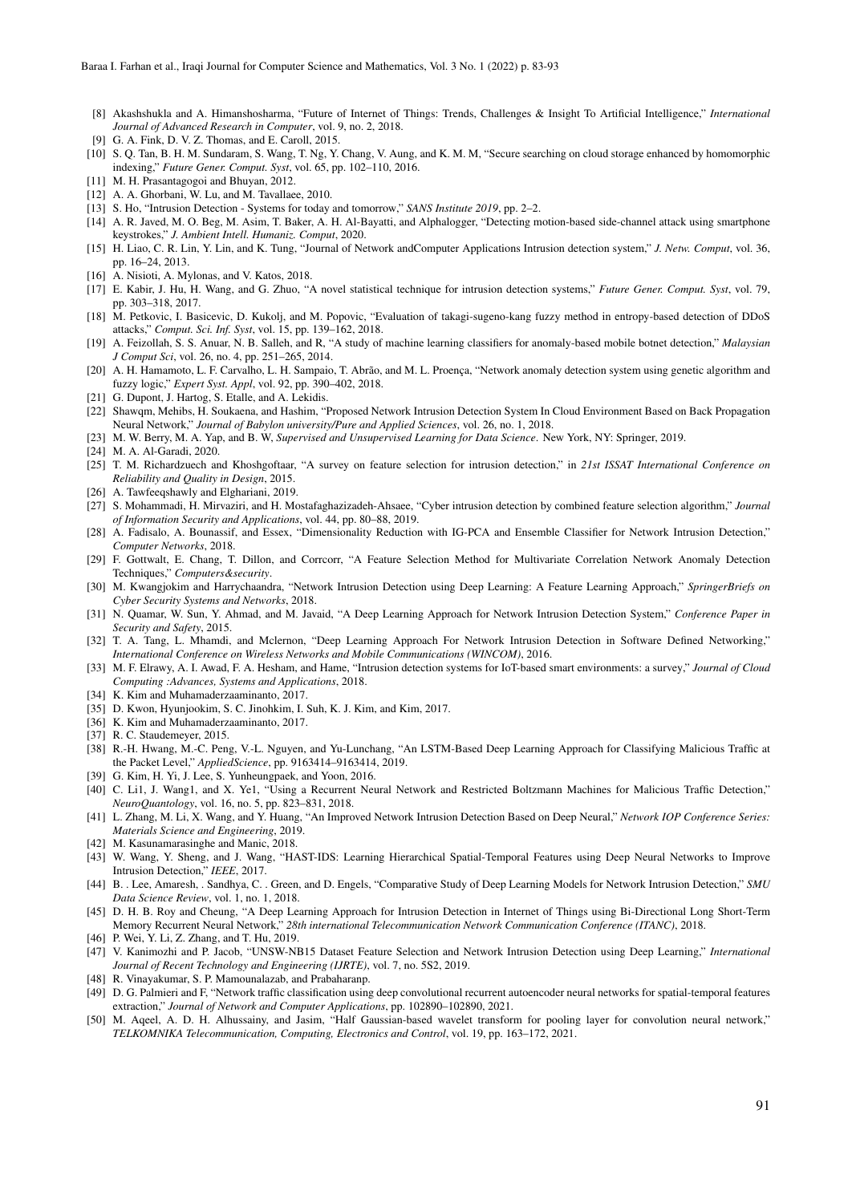[8] Akashshukla and A. Himanshosharma, "Future of Internet of Things: Trends, Challenges & Insight To Artificial Intelligence," *International Journal of Advanced Research in Computer*, vol. 9, no. 2, 2018.

[9] G. A. Fink, D. V. Z. Thomas, and E. Caroll, 2015.

[10] S. Q. Tan, B. H. M. Sundaram, S. Wang, T. Ng, Y. Chang, V. Aung, and K. M. M, "Secure searching on cloud storage enhanced by homomorphic indexing," *Future Gener. Comput. Syst*, vol. 65, pp. 102–110, 2016.

[11] M. H. Prasantagogoi and Bhuyan, 2012.

[12] A. A. Ghorbani, W. Lu, and M. Tavallaee, 2010.

[13] S. Ho, "Intrusion Detection - Systems for today and tomorrow," *SANS Institute 2019*, pp. 2–2.

[14] A. R. Javed, M. O. Beg, M. Asim, T. Baker, A. H. Al-Bayatti, and Alphalogger, "Detecting motion-based side-channel attack using smartphone keystrokes," *J. Ambient Intell. Humaniz. Comput*, 2020.

[15] H. Liao, C. R. Lin, Y. Lin, and K. Tung, "Journal of Network andComputer Applications Intrusion detection system," *J. Netw. Comput*, vol. 36, pp. 16–24, 2013.

[16] A. Nisioti, A. Mylonas, and V. Katos, 2018.

[17] E. Kabir, J. Hu, H. Wang, and G. Zhuo, "A novel statistical technique for intrusion detection systems," *Future Gener. Comput. Syst*, vol. 79, pp. 303–318, 2017.

[18] M. Petkovic, I. Basicevic, D. Kukolj, and M. Popovic, "Evaluation of takagi-sugeno-kang fuzzy method in entropy-based detection of DDoS attacks," *Comput. Sci. Inf. Syst*, vol. 15, pp. 139–162, 2018.

[19] A. Feizollah, S. S. Anuar, N. B. Salleh, and R, "A study of machine learning classifiers for anomaly-based mobile botnet detection," *Malaysian J Comput Sci*, vol. 26, no. 4, pp. 251–265, 2014.

[20] A. H. Hamamoto, L. F. Carvalho, L. H. Sampaio, T. Abrão, and M. L. Proença, "Network anomaly detection system using genetic algorithm and fuzzy logic," *Expert Syst. Appl*, vol. 92, pp. 390–402, 2018.

[21] G. Dupont, J. Hartog, S. Etalle, and A. Lekidis.

[22] Shawqm, Mehibs, H. Soukaena, and Hashim, "Proposed Network Intrusion Detection System In Cloud Environment Based on Back Propagation Neural Network," *Journal of Babylon university/Pure and Applied Sciences*, vol. 26, no. 1, 2018.

[23] M. W. Berry, M. A. Yap, and B. W, *Supervised and Unsupervised Learning for Data Science*. New York, NY: Springer, 2019.

[24] M. A. Al-Garadi, 2020.

[25] T. M. Richardzuech and Khoshgoftaar, "A survey on feature selection for intrusion detection," in *21st ISSAT International Conference on Reliability and Quality in Design*, 2015.

[26] A. Tawfeeqshawly and Elghariani, 2019.

[27] S. Mohammadi, H. Mirvaziri, and H. Mostafaghazizadeh-Ahsaee, "Cyber intrusion detection by combined feature selection algorithm," *Journal of Information Security and Applications*, vol. 44, pp. 80–88, 2019.

[28] A. Fadisalo, A. Bounassif, and Essex, "Dimensionality Reduction with IG-PCA and Ensemble Classifier for Network Intrusion Detection," *Computer Networks*, 2018.

[29] F. Gottwalt, E. Chang, T. Dillon, and Corrcorr, "A Feature Selection Method for Multivariate Correlation Network Anomaly Detection Techniques," *Computers&security*.

[30] M. Kwangjokim and Harrychaandra, "Network Intrusion Detection using Deep Learning: A Feature Learning Approach," *SpringerBriefs on Cyber Security Systems and Networks*, 2018.

[31] N. Quamar, W. Sun, Y. Ahmad, and M. Javaid, "A Deep Learning Approach for Network Intrusion Detection System," *Conference Paper in Security and Safety*, 2015.

[32] T. A. Tang, L. Mhamdi, and Mclernon, "Deep Learning Approach For Network Intrusion Detection in Software Defined Networking," *International Conference on Wireless Networks and Mobile Communications (WINCOM)*, 2016.

[33] M. F. Elrawy, A. I. Awad, F. A. Hesham, and Hame, "Intrusion detection systems for IoT-based smart environments: a survey," *Journal of Cloud Computing :Advances, Systems and Applications*, 2018.

[34] K. Kim and Muhamaderzaaminanto, 2017.

[35] D. Kwon, Hyunjookim, S. C. Jinohkim, I. Suh, K. J. Kim, and Kim, 2017.

[36] K. Kim and Muhamaderzaaminanto, 2017.

[37] R. C. Staudemeyer, 2015.

[38] R.-H. Hwang, M.-C. Peng, V.-L. Nguyen, and Yu-Lunchang, "An LSTM-Based Deep Learning Approach for Classifying Malicious Traffic at the Packet Level," *AppliedScience*, pp. 9163414–9163414, 2019.

[39] G. Kim, H. Yi, J. Lee, S. Yunheungpaek, and Yoon, 2016.

[40] C. Li1, J. Wang1, and X. Ye1, "Using a Recurrent Neural Network and Restricted Boltzmann Machines for Malicious Traffic Detection," *NeuroQuantology*, vol. 16, no. 5, pp. 823–831, 2018.

[41] L. Zhang, M. Li, X. Wang, and Y. Huang, "An Improved Network Intrusion Detection Based on Deep Neural," *Network IOP Conference Series: Materials Science and Engineering*, 2019.

[42] M. Kasunamarasinghe and Manic, 2018.

[43] W. Wang, Y. Sheng, and J. Wang, "HAST-IDS: Learning Hierarchical Spatial-Temporal Features using Deep Neural Networks to Improve Intrusion Detection," *IEEE*, 2017.

[44] B. . Lee, Amaresh, . Sandhya, C. . Green, and D. Engels, "Comparative Study of Deep Learning Models for Network Intrusion Detection," *SMU Data Science Review*, vol. 1, no. 1, 2018.

[45] D. H. B. Roy and Cheung, "A Deep Learning Approach for Intrusion Detection in Internet of Things using Bi-Directional Long Short-Term Memory Recurrent Neural Network," *28th international Telecommunication Network Communication Conference (ITANC)*, 2018.

[46] P. Wei, Y. Li, Z. Zhang, and T. Hu, 2019.

[47] V. Kanimozhi and P. Jacob, "UNSW-NB15 Dataset Feature Selection and Network Intrusion Detection using Deep Learning," *International Journal of Recent Technology and Engineering (IJRTE)*, vol. 7, no. 5S2, 2019.

[48] R. Vinayakumar, S. P. Mamounalazab, and Prabaharanp.

[49] D. G. Palmieri and F, "Network traffic classification using deep convolutional recurrent autoencoder neural networks for spatial-temporal features extraction," *Journal of Network and Computer Applications*, pp. 102890–102890, 2021.

[50] M. Aqeel, A. D. H. Alhussainy, and Jasim, "Half Gaussian-based wavelet transform for pooling layer for convolution neural network," *TELKOMNIKA Telecommunication, Computing, Electronics and Control*, vol. 19, pp. 163–172, 2021.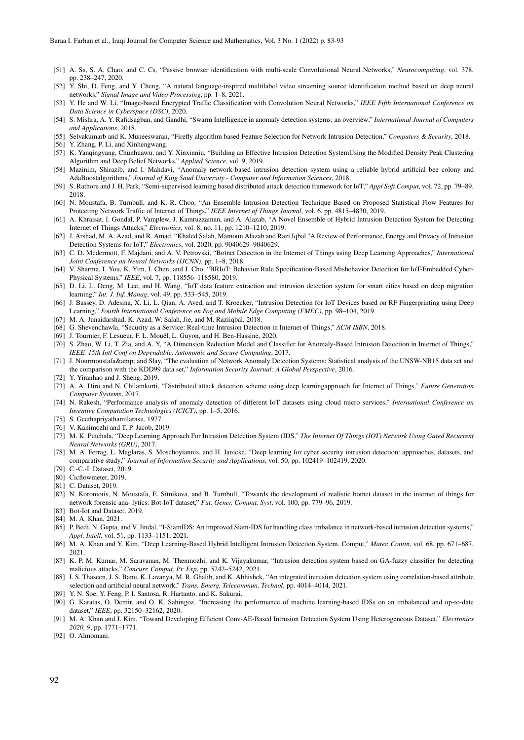[51] A. Ss, S. A. Chao, and C. Cs, "Passive browser identification with multi-scale Convolutional Neural Networks," *Neurocomputing*, vol. 378, pp. 238–247, 2020.

[52] Y. Shi, D. Feng, and Y. Cheng, "A natural language-inspired multilabel video streaming source identification method based on deep neural networks," *Signal Image and Video Processing*, pp. 1–8, 2021.

[53] Y. He and W. Li, "Image-based Encrypted Traffic Classification with Convolution Neural Networks," *IEEE Fifth International Conference on Data Science in Cyberspace (DSC)*, 2020.

[54] S. Mishra, A. Y. Rafidsagban, and Gandhi, "Swarm Intelligence in anomaly detection systems: an overview," *International Journal of Computers and Applications*, 2018.

[55] Selvakumarb and K. Muneeswaran, "Firefly algorithm based Feature Selection for Network Intrusion Detection," *Computers & Security*, 2018.

[56] Y. Zhang, P. Li, and Xinhengwang.

[57] K. Yanqingyang, Chunhuawu, and Y. Xinxinniu, "Building an Effective Intrusion Detection SystemUsing the Modified Density Peak Clustering Algorithm and Deep Belief Networks," *Applied Science*, vol. 9, 2019.

[58] Mazinim, Shirazib, and I. Mahdavi, "Anomaly network-based intrusion detection system using a reliable hybrid artificial bee colony and AdaBoostalgorithms," *Journal of King Saud University - Computer and Information Sciences*, 2018.

[59] S. Rathore and J. H. Park, "Semi-supervised learning based distributed attack detection framework for IoT," *Appl Soft Comput*, vol. 72, pp. 79–89, 2018.

[60] N. Moustafa, B. Turnbull, and K. R. Choo, "An Ensemble Intrusion Detection Technique Based on Proposed Statistical Flow Features for Protecting Network Traffic of Internet of Things," *IEEE Internet of Things Journal*, vol. 6, pp. 4815–4830, 2019.

[61] A. Khraisat, I. Gondal, P. Vamplew, J. Kamruzzaman, and A. Alazab, "A Novel Ensemble of Hybrid Intrusion Detection System for Detecting Internet of Things Attacks," *Electronics*, vol. 8, no. 11, pp. 1210–1210, 2019.

[62] J. Arshad, M. A. Azad, and R. Amad, "Khaled Salah, Mamoun Alazab and Razi Iqbal "A Review of Performance, Energy and Privacy of Intrusion Detection Systems for IoT," *Electronics*, vol. 2020, pp. 9040629–9040629.

[63] C. D. Mcdermott, F. Majdani, and A. V. Petrovski, "Botnet Detection in the Internet of Things using Deep Learning Approaches," *International Joint Conference on Neural Networks (IJCNN)*, pp. 1–8, 2018.

[64] V. Sharma, I. You, K. Yim, I. Chen, and J. Cho, "BRIoT: Behavior Rule Specification-Based Misbehavior Detection for IoT-Embedded Cyber-Physical Systems," *IEEE*, vol. 7, pp. 118556–118580, 2019.

[65] D. Li, L. Deng, M. Lee, and H. Wang, "IoT data feature extraction and intrusion detection system for smart cities based on deep migration learning," *Int. J. Inf. Manag*, vol. 49, pp. 533–545, 2019.

[66] J. Bassey, D. Adesina, X. Li, L. Qian, A. Aved, and T. Kroecker, "Intrusion Detection for IoT Devices based on RF Fingerprinting using Deep Learning," *Fourth International Conference on Fog and Mobile Edge Computing (FMEC)*, pp. 98–104, 2019.

[67] M. A. Junaidarshad, K. Azad, W. Salah, Jie, and M. Raziiqbal, 2018.

[68] G. Shevenchawla, "Security as a Service: Real-time Intrusion Detection in Internet of Things," *ACM ISBN*, 2018.

[69] J. Tournier, F. Lesueur, F. L. Mouël, L. Guyon, and H. Ben-Hassine, 2020.

[70] S. Zhao, W. Li, T. Zia, and A. Y, "A Dimension Reduction Model and Classifier for Anomaly-Based Intrusion Detection in Internet of Things," *IEEE. 15th Intl Conf on Dependable, Autonomic and Secure Computing*, 2017.

[71] J. Nourmoustafa&amp; and Slay, "The evaluation of Network Anomaly Detection Systems: Statistical analysis of the UNSW-NB15 data set and the comparison with the KDD99 data set," *Information Security Journal: A Global Perspective*, 2016.

[72] Y. Yiranhao and J. Sheng, 2019.

[73] A. A. Diro and N. Chilamkurti, "Distributed attack detection scheme using deep learningapproach for Internet of Things," *Future Generation Computer Systems*, 2017.

[74] N. Rakesh, "Performance analysis of anomaly detection of different IoT datasets using cloud micro services," *International Conference on Inventive Computation Technologies (ICICT)*, pp. 1–5, 2016.

[75] S. Geethapriyathamilarasu, 1977.

[76] V. Kanimozhi and T. P. Jacob, 2019.

[77] M. K. Putchala, "Deep Learning Approach For Intrusion Detection System (IDS," *The Internet Of Things (IOT) Network Using Gated Recurrent Neural Networks (GRU)*, 2017.

[78] M. A. Ferrag, L. Maglaras, S. Moschoyiannis, and H. Janicke, "Deep learning for cyber security intrusion detection: approaches, datasets, and comparative study," *Journal of Information Security and Applications*, vol. 50, pp. 102419–102419, 2020.

[79] C.-C.-I. Dataset, 2019.

[80] Cicflowmeter, 2019.

[81] C. Dataset, 2019.

[82] N. Koroniotis, N. Moustafa, E. Sitnikova, and B. Turnbull, "Towards the development of realistic botnet dataset in the internet of things for network forensic ana- lytics: Bot-IoT dataset," *Fut. Gener. Comput. Syst*, vol. 100, pp. 779–796, 2019.

[83] Bot-Iot and Dataset, 2019.

[84] M. A. Khan, 2021.

[85] P. Bedi, N. Gupta, and V. Jindal, "I-SiamIDS: An improved Siam-IDS for handling class imbalance in network-based intrusion detection systems," *Appl. Intell*, vol. 51, pp. 1133–1151, 2021.

[86] M. A. Khan and Y. Kim, "Deep Learning-Based Hybrid Intelligent Intrusion Detection System. Comput," *Mater. Contin*, vol. 68, pp. 671–687, 2021.

[87] K. P. M. Kumar, M. Saravanan, M. Thenmozhi, and K. Vijayakumar, "Intrusion detection system based on GA-fuzzy classifier for detecting malicious attacks," *Concurr. Comput, Pr. Exp*, pp. 5242–5242, 2021.

[88] I. S. Thaseen, J. S. Banu, K. Lavanya, M. R. Ghalib, and K. Abhishek, "An integrated intrusion detection system using correlation-based attribute selection and artificial neural network," *Trans. Emerg. Telecommun. Technol*, pp. 4014–4014, 2021.

[89] Y. N. Soe, Y. Feng, P. I. Santosa, R. Hartanto, and K. Sakurai.

[90] G. Karatas, O. Demir, and O. K. Sahingoz, "Increasing the performance of machine learning-based IDSs on an imbalanced and up-to-date dataset," *IEEE*, pp. 32150–32162, 2020.

[91] M. A. Khan and J. Kim, "Toward Developing Efficient Conv-AE-Based Intrusion Detection System Using Heterogeneous Dataset," *Electronics 2020, 9*, pp. 1771–1771.

[92] O. Almomani.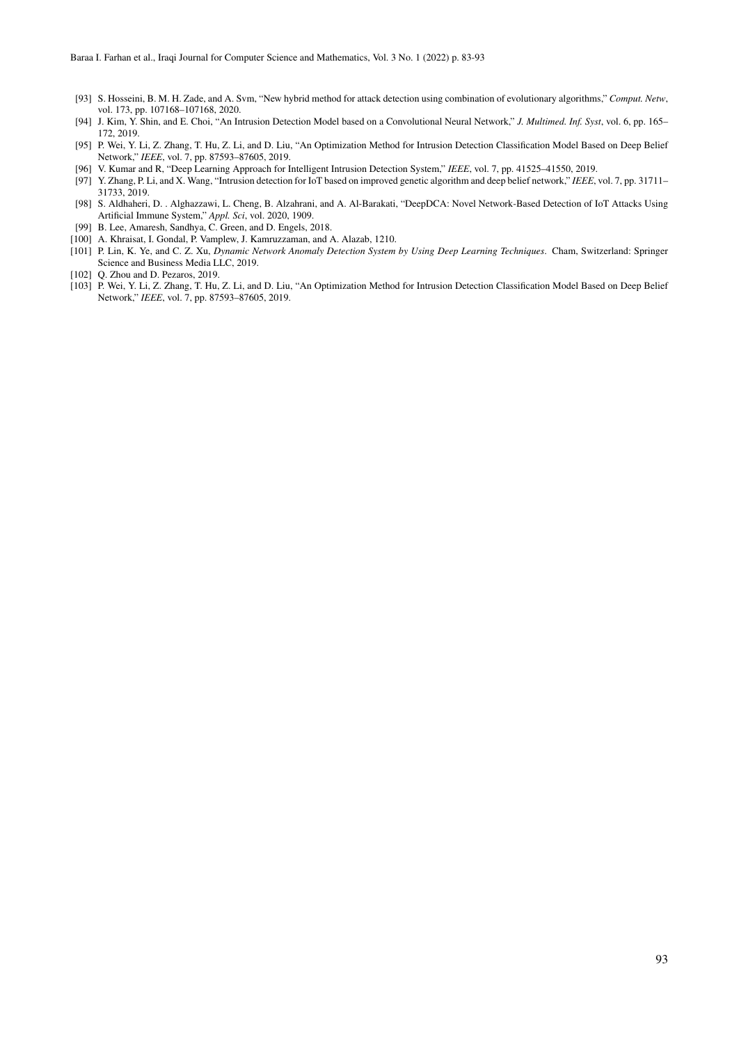[93] S. Hosseini, B. M. H. Zade, and A. Svm, "New hybrid method for attack detection using combination of evolutionary algorithms," *Comput. Netw*, vol. 173, pp. 107168–107168, 2020.

[94] J. Kim, Y. Shin, and E. Choi, "An Intrusion Detection Model based on a Convolutional Neural Network," *J. Multimed. Inf. Syst*, vol. 6, pp. 165–172, 2019.

[95] P. Wei, Y. Li, Z. Zhang, T. Hu, Z. Li, and D. Liu, "An Optimization Method for Intrusion Detection Classification Model Based on Deep Belief Network," *IEEE*, vol. 7, pp. 87593–87605, 2019.

[96] V. Kumar and R, "Deep Learning Approach for Intelligent Intrusion Detection System," *IEEE*, vol. 7, pp. 41525–41550, 2019.

[97] Y. Zhang, P. Li, and X. Wang, "Intrusion detection for IoT based on improved genetic algorithm and deep belief network," *IEEE*, vol. 7, pp. 31711–31733, 2019.

[98] S. Aldhaheri, D. . Alghazzawi, L. Cheng, B. Alzahrani, and A. Al-Barakati, "DeepDCA: Novel Network-Based Detection of IoT Attacks Using Artificial Immune System," *Appl. Sci*, vol. 2020, 1909.

[99] B. Lee, Amaresh, Sandhya, C. Green, and D. Engels, 2018.

[100] A. Khraisat, I. Gondal, P. Vamplew, J. Kamruzzaman, and A. Alazab, 1210.

[101] P. Lin, K. Ye, and C. Z. Xu, *Dynamic Network Anomaly Detection System by Using Deep Learning Techniques*. Cham, Switzerland: Springer Science and Business Media LLC, 2019.

[102] Q. Zhou and D. Pezaros, 2019.

[103] P. Wei, Y. Li, Z. Zhang, T. Hu, Z. Li, and D. Liu, "An Optimization Method for Intrusion Detection Classification Model Based on Deep Belief Network," *IEEE*, vol. 7, pp. 87593–87605, 2019.